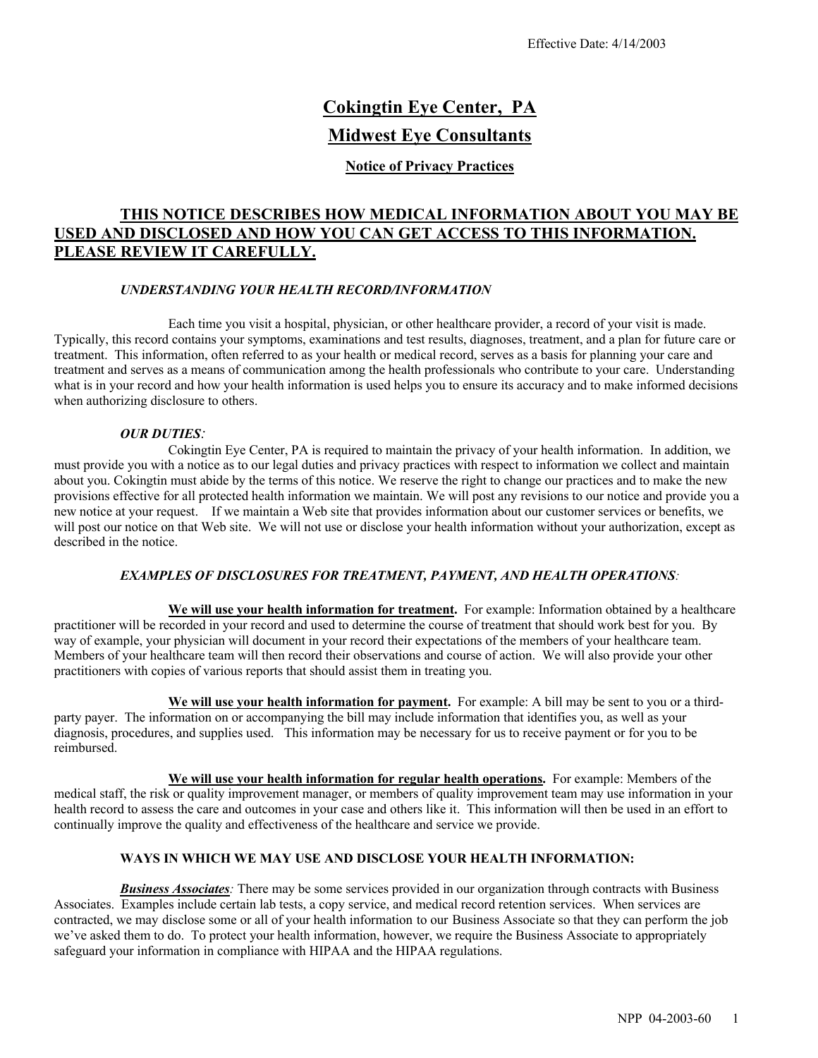Effective Date: 4/14/2003

# Cokingtin Eye Center, PA

# Midwest Eye Consultants

## Notice of Privacy Practices

**THIS NOTICE DESCRIBES HOW MEDICAL INFORMATION ABOUT YOU MAY BE USED AND DISCLOSED AND HOW YOU CAN GET ACCESS TO THIS INFORMATION. PLEASE REVIEW IT CAREFULLY.**

***UNDERSTANDING YOUR HEALTH RECORD/INFORMATION***

Each time you visit a hospital, physician, or other healthcare provider, a record of your visit is made. Typically, this record contains your symptoms, examinations and test results, diagnoses, treatment, and a plan for future care or treatment. This information, often referred to as your health or medical record, serves as a basis for planning your care and treatment and serves as a means of communication among the health professionals who contribute to your care. Understanding what is in your record and how your health information is used helps you to ensure its accuracy and to make informed decisions when authorizing disclosure to others.

***OUR DUTIES:***

Cokingtin Eye Center, PA is required to maintain the privacy of your health information. In addition, we must provide you with a notice as to our legal duties and privacy practices with respect to information we collect and maintain about you. Cokingtin must abide by the terms of this notice. We reserve the right to change our practices and to make the new provisions effective for all protected health information we maintain. We will post any revisions to our notice and provide you a new notice at your request. If we maintain a Web site that provides information about our customer services or benefits, we will post our notice on that Web site. We will not use or disclose your health information without your authorization, except as described in the notice.

***EXAMPLES OF DISCLOSURES FOR TREATMENT, PAYMENT, AND HEALTH OPERATIONS:***

**We will use your health information for treatment.** For example: Information obtained by a healthcare practitioner will be recorded in your record and used to determine the course of treatment that should work best for you. By way of example, your physician will document in your record their expectations of the members of your healthcare team. Members of your healthcare team will then record their observations and course of action. We will also provide your other practitioners with copies of various reports that should assist them in treating you.

**We will use your health information for payment.** For example: A bill may be sent to you or a third-party payer. The information on or accompanying the bill may include information that identifies you, as well as your diagnosis, procedures, and supplies used. This information may be necessary for us to receive payment or for you to be reimbursed.

**We will use your health information for regular health operations.** For example: Members of the medical staff, the risk or quality improvement manager, or members of quality improvement team may use information in your health record to assess the care and outcomes in your case and others like it. This information will then be used in an effort to continually improve the quality and effectiveness of the healthcare and service we provide.

**WAYS IN WHICH WE MAY USE AND DISCLOSE YOUR HEALTH INFORMATION:**

***Business Associates:*** There may be some services provided in our organization through contracts with Business Associates. Examples include certain lab tests, a copy service, and medical record retention services. When services are contracted, we may disclose some or all of your health information to our Business Associate so that they can perform the job we've asked them to do. To protect your health information, however, we require the Business Associate to appropriately safeguard your information in compliance with HIPAA and the HIPAA regulations.

NPP 04-2003-60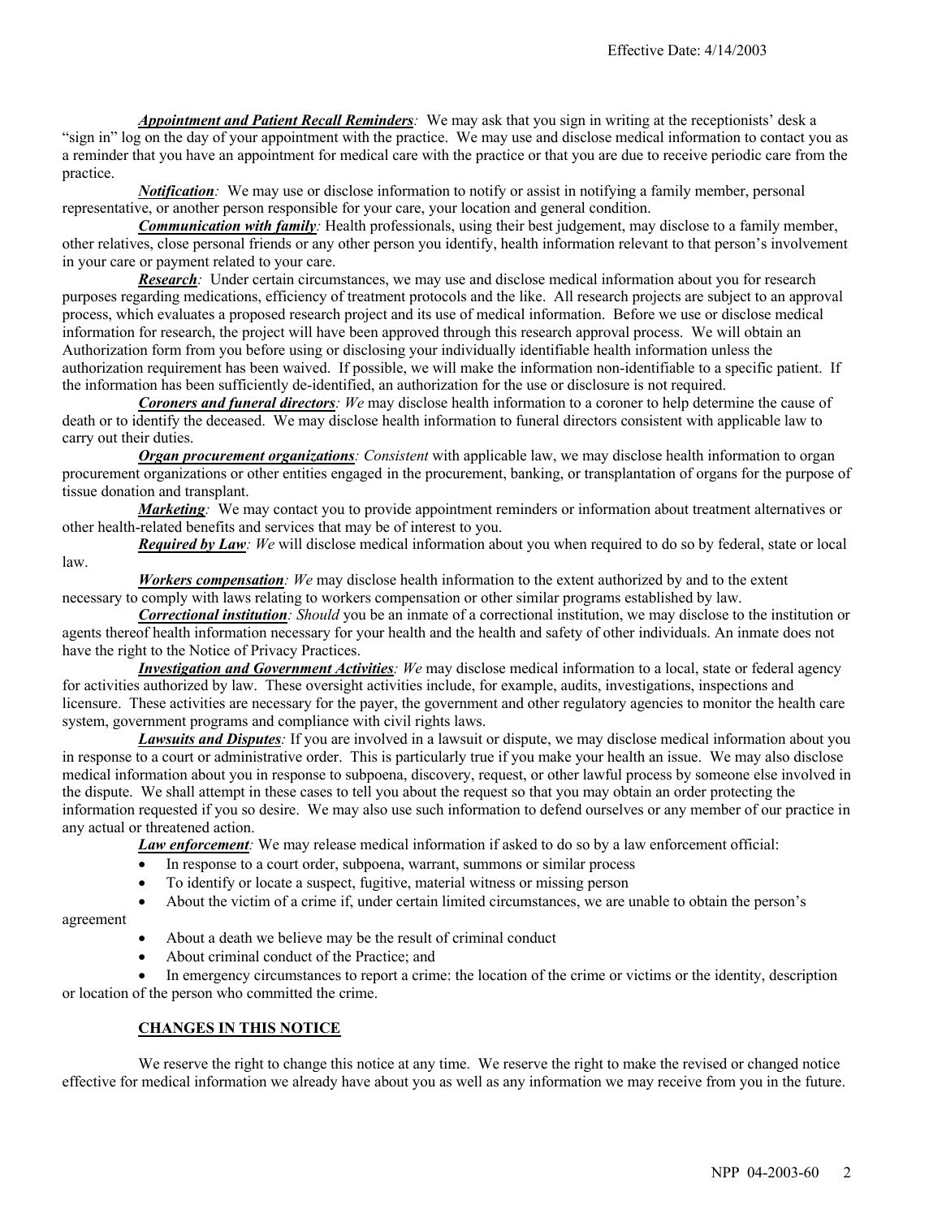***Appointment and Patient Recall Reminders**:* We may ask that you sign in writing at the receptionists' desk a "sign in" log on the day of your appointment with the practice. We may use and disclose medical information to contact you as a reminder that you have an appointment for medical care with the practice or that you are due to receive periodic care from the practice.

***Notification**:* We may use or disclose information to notify or assist in notifying a family member, personal representative, or another person responsible for your care, your location and general condition.

***Communication with family**:* Health professionals, using their best judgement, may disclose to a family member, other relatives, close personal friends or any other person you identify, health information relevant to that person's involvement in your care or payment related to your care.

***Research**:* Under certain circumstances, we may use and disclose medical information about you for research purposes regarding medications, efficiency of treatment protocols and the like. All research projects are subject to an approval process, which evaluates a proposed research project and its use of medical information. Before we use or disclose medical information for research, the project will have been approved through this research approval process. We will obtain an Authorization form from you before using or disclosing your individually identifiable health information unless the authorization requirement has been waived. If possible, we will make the information non-identifiable to a specific patient. If the information has been sufficiently de-identified, an authorization for the use or disclosure is not required.

***Coroners and funeral directors**: We* may disclose health information to a coroner to help determine the cause of death or to identify the deceased. We may disclose health information to funeral directors consistent with applicable law to carry out their duties.

***Organ procurement organizations**: Consistent* with applicable law, we may disclose health information to organ procurement organizations or other entities engaged in the procurement, banking, or transplantation of organs for the purpose of tissue donation and transplant.

***Marketing**:* We may contact you to provide appointment reminders or information about treatment alternatives or other health-related benefits and services that may be of interest to you.

***Required by Law**: We* will disclose medical information about you when required to do so by federal, state or local law.

***Workers compensation**: We* may disclose health information to the extent authorized by and to the extent necessary to comply with laws relating to workers compensation or other similar programs established by law.

***Correctional institution**: Should* you be an inmate of a correctional institution, we may disclose to the institution or agents thereof health information necessary for your health and the health and safety of other individuals. An inmate does not have the right to the Notice of Privacy Practices.

***Investigation and Government Activities**: We* may disclose medical information to a local, state or federal agency for activities authorized by law. These oversight activities include, for example, audits, investigations, inspections and licensure. These activities are necessary for the payer, the government and other regulatory agencies to monitor the health care system, government programs and compliance with civil rights laws.

***Lawsuits and Disputes**:* If you are involved in a lawsuit or dispute, we may disclose medical information about you in response to a court or administrative order. This is particularly true if you make your health an issue. We may also disclose medical information about you in response to subpoena, discovery, request, or other lawful process by someone else involved in the dispute. We shall attempt in these cases to tell you about the request so that you may obtain an order protecting the information requested if you so desire. We may also use such information to defend ourselves or any member of our practice in any actual or threatened action.

***Law enforcement**:* We may release medical information if asked to do so by a law enforcement official:

- In response to a court order, subpoena, warrant, summons or similar process
- To identify or locate a suspect, fugitive, material witness or missing person
- About the victim of a crime if, under certain limited circumstances, we are unable to obtain the person's agreement
- About a death we believe may be the result of criminal conduct
- About criminal conduct of the Practice; and
- In emergency circumstances to report a crime: the location of the crime or victims or the identity, description or location of the person who committed the crime.

## CHANGES IN THIS NOTICE

We reserve the right to change this notice at any time. We reserve the right to make the revised or changed notice effective for medical information we already have about you as well as any information we may receive from you in the future.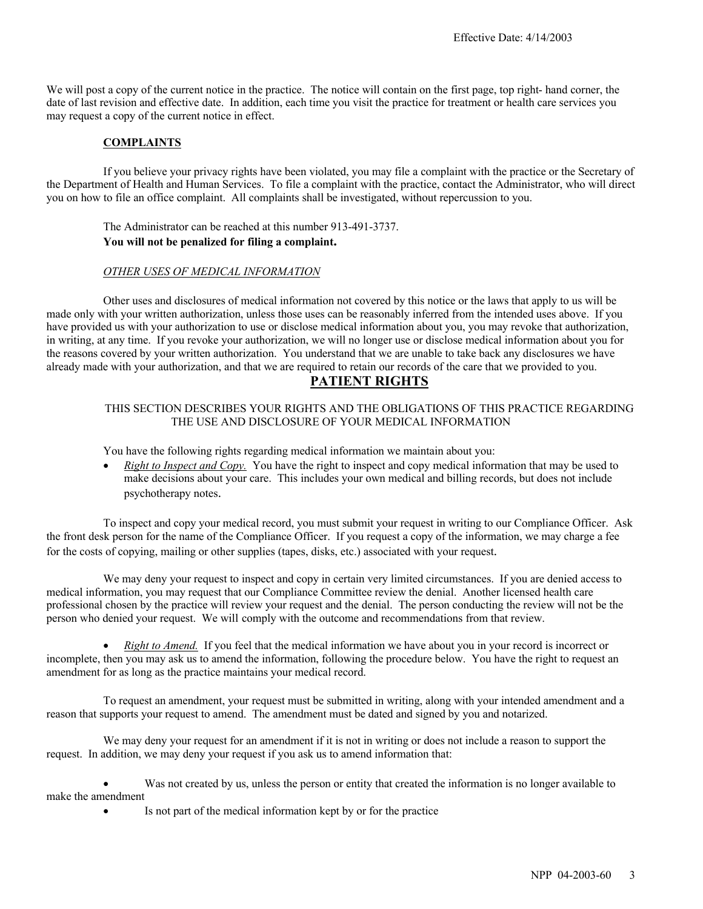Effective Date: 4/14/2003

We will post a copy of the current notice in the practice. The notice will contain on the first page, top right- hand corner, the date of last revision and effective date. In addition, each time you visit the practice for treatment or health care services you may request a copy of the current notice in effect.

**COMPLAINTS**

If you believe your privacy rights have been violated, you may file a complaint with the practice or the Secretary of the Department of Health and Human Services. To file a complaint with the practice, contact the Administrator, who will direct you on how to file an office complaint. All complaints shall be investigated, without repercussion to you.

The Administrator can be reached at this number 913-491-3737.

**You will not be penalized for filing a complaint.**

*OTHER USES OF MEDICAL INFORMATION*

Other uses and disclosures of medical information not covered by this notice or the laws that apply to us will be made only with your written authorization, unless those uses can be reasonably inferred from the intended uses above. If you have provided us with your authorization to use or disclose medical information about you, you may revoke that authorization, in writing, at any time. If you revoke your authorization, we will no longer use or disclose medical information about you for the reasons covered by your written authorization. You understand that we are unable to take back any disclosures we have already made with your authorization, and that we are required to retain our records of the care that we provided to you.

## PATIENT RIGHTS

THIS SECTION DESCRIBES YOUR RIGHTS AND THE OBLIGATIONS OF THIS PRACTICE REGARDING THE USE AND DISCLOSURE OF YOUR MEDICAL INFORMATION

You have the following rights regarding medical information we maintain about you:

- *Right to Inspect and Copy.* You have the right to inspect and copy medical information that may be used to make decisions about your care. This includes your own medical and billing records, but does not include psychotherapy notes.

To inspect and copy your medical record, you must submit your request in writing to our Compliance Officer. Ask the front desk person for the name of the Compliance Officer. If you request a copy of the information, we may charge a fee for the costs of copying, mailing or other supplies (tapes, disks, etc.) associated with your request.

We may deny your request to inspect and copy in certain very limited circumstances. If you are denied access to medical information, you may request that our Compliance Committee review the denial. Another licensed health care professional chosen by the practice will review your request and the denial. The person conducting the review will not be the person who denied your request. We will comply with the outcome and recommendations from that review.

- *Right to Amend.* If you feel that the medical information we have about you in your record is incorrect or incomplete, then you may ask us to amend the information, following the procedure below. You have the right to request an amendment for as long as the practice maintains your medical record.

To request an amendment, your request must be submitted in writing, along with your intended amendment and a reason that supports your request to amend. The amendment must be dated and signed by you and notarized.

We may deny your request for an amendment if it is not in writing or does not include a reason to support the request. In addition, we may deny your request if you ask us to amend information that:

- Was not created by us, unless the person or entity that created the information is no longer available to make the amendment
- Is not part of the medical information kept by or for the practice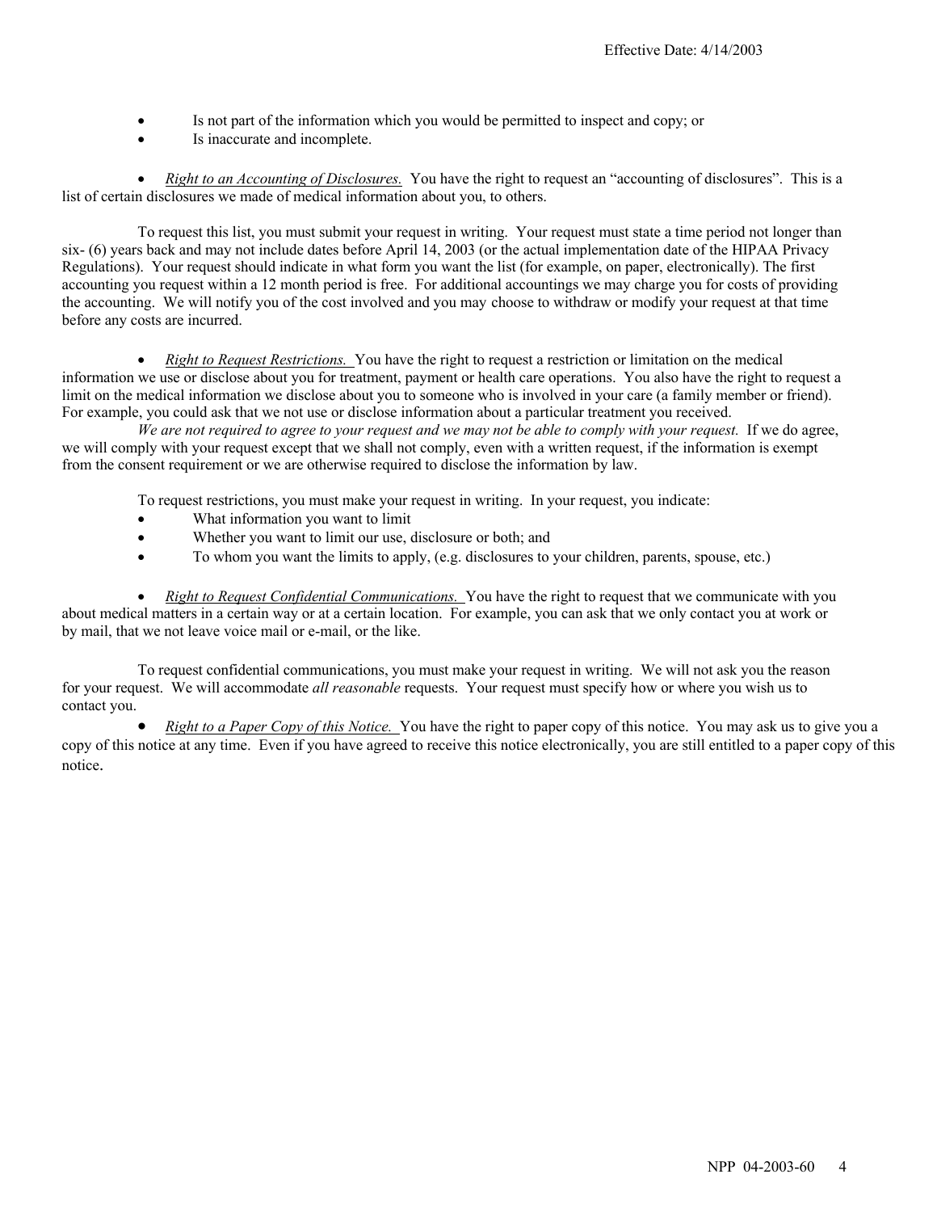- Is not part of the information which you would be permitted to inspect and copy; or
- Is inaccurate and incomplete.

- *Right to an Accounting of Disclosures.* You have the right to request an "accounting of disclosures". This is a list of certain disclosures we made of medical information about you, to others.

To request this list, you must submit your request in writing. Your request must state a time period not longer than six- (6) years back and may not include dates before April 14, 2003 (or the actual implementation date of the HIPAA Privacy Regulations). Your request should indicate in what form you want the list (for example, on paper, electronically). The first accounting you request within a 12 month period is free. For additional accountings we may charge you for costs of providing the accounting. We will notify you of the cost involved and you may choose to withdraw or modify your request at that time before any costs are incurred.

- *Right to Request Restrictions.* You have the right to request a restriction or limitation on the medical information we use or disclose about you for treatment, payment or health care operations. You also have the right to request a limit on the medical information we disclose about you to someone who is involved in your care (a family member or friend). For example, you could ask that we not use or disclose information about a particular treatment you received.

*We are not required to agree to your request and we may not be able to comply with your request.* If we do agree, we will comply with your request except that we shall not comply, even with a written request, if the information is exempt from the consent requirement or we are otherwise required to disclose the information by law.

To request restrictions, you must make your request in writing. In your request, you indicate:

- What information you want to limit
- Whether you want to limit our use, disclosure or both; and
- To whom you want the limits to apply, (e.g. disclosures to your children, parents, spouse, etc.)

- *Right to Request Confidential Communications.* You have the right to request that we communicate with you about medical matters in a certain way or at a certain location. For example, you can ask that we only contact you at work or by mail, that we not leave voice mail or e-mail, or the like.

To request confidential communications, you must make your request in writing. We will not ask you the reason for your request. We will accommodate *all reasonable* requests. Your request must specify how or where you wish us to contact you.

- *Right to a Paper Copy of this Notice.* You have the right to paper copy of this notice. You may ask us to give you a copy of this notice at any time. Even if you have agreed to receive this notice electronically, you are still entitled to a paper copy of this notice.